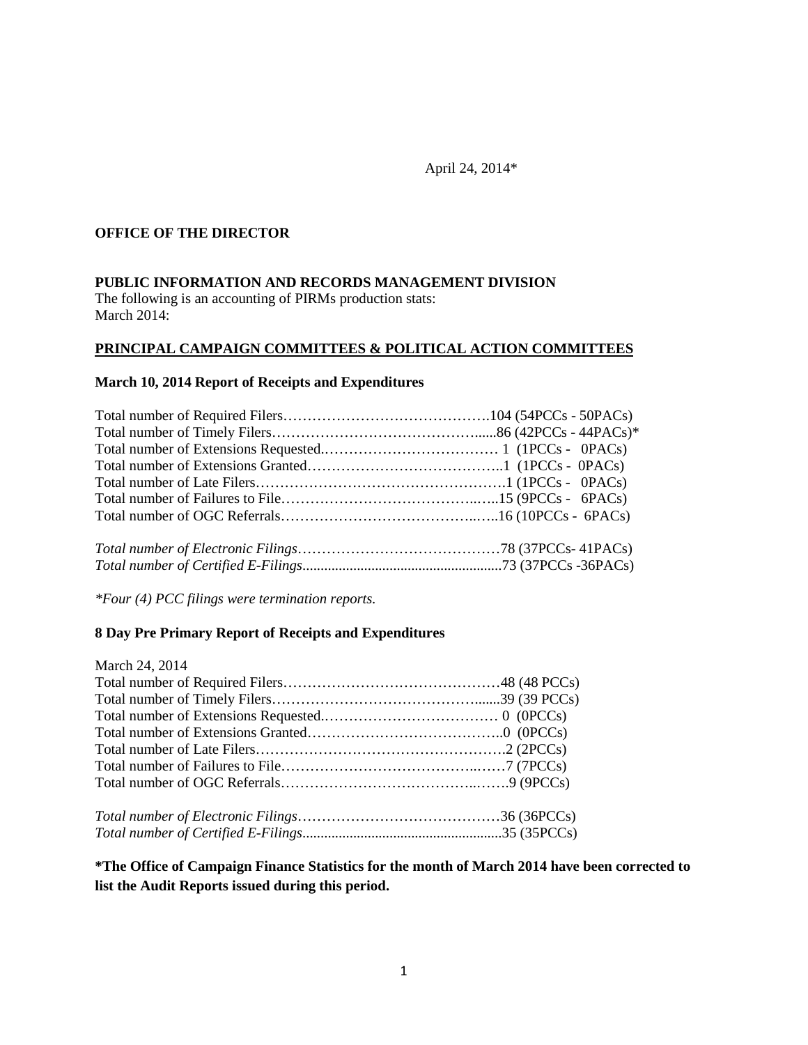April 24, 2014*

**OFFICE OF THE DIRECTOR**

**PUBLIC INFORMATION AND RECORDS MANAGEMENT DIVISION**
The following is an accounting of PIRMs production stats:
March 2014:

**PRINCIPAL CAMPAIGN COMMITTEES & POLITICAL ACTION COMMITTEES**

**March 10, 2014 Report of Receipts and Expenditures**

Total number of Required Filers…………………………………….104 (54PCCs - 50PACs)
Total number of Timely Filers……………………………………......86 (42PCCs - 44PACs)*
Total number of Extensions Requested.……………………………… 1 (1PCCs - 0PACs)
Total number of Extensions Granted………………………………….1 (1PCCs - 0PACs)
Total number of Late Filers…………………………………………….1 (1PCCs - 0PACs)
Total number of Failures to File……………………………………..…..15 (9PCCs - 6PACs)
Total number of OGC Referrals……………………………………..…..16 (10PCCs - 6PACs)

*Total number of Electronic Filings*……………………………………78 (37PCCs- 41PACs)
*Total number of Certified E-Filings*......................................................73 (37PCCs -36PACs)

*\*Four (4) PCC filings were termination reports.*

**8 Day Pre Primary Report of Receipts and Expenditures**

March 24, 2014
Total number of Required Filers………………………………………48 (48 PCCs)
Total number of Timely Filers……………………………………......39 (39 PCCs)
Total number of Extensions Requested.……………………………… 0 (0PCCs)
Total number of Extensions Granted…………………………………..0 (0PCCs)
Total number of Late Filers…………………………………………….2 (2PCCs)
Total number of Failures to File………………………………..……7 (7PCCs)
Total number of OGC Referrals……………………………………..…….9 (9PCCs)

*Total number of Electronic Filings*……………………………………36 (36PCCs)
*Total number of Certified E-Filings*......................................................35 (35PCCs)

**\*The Office of Campaign Finance Statistics for the month of March 2014 have been corrected to list the Audit Reports issued during this period.**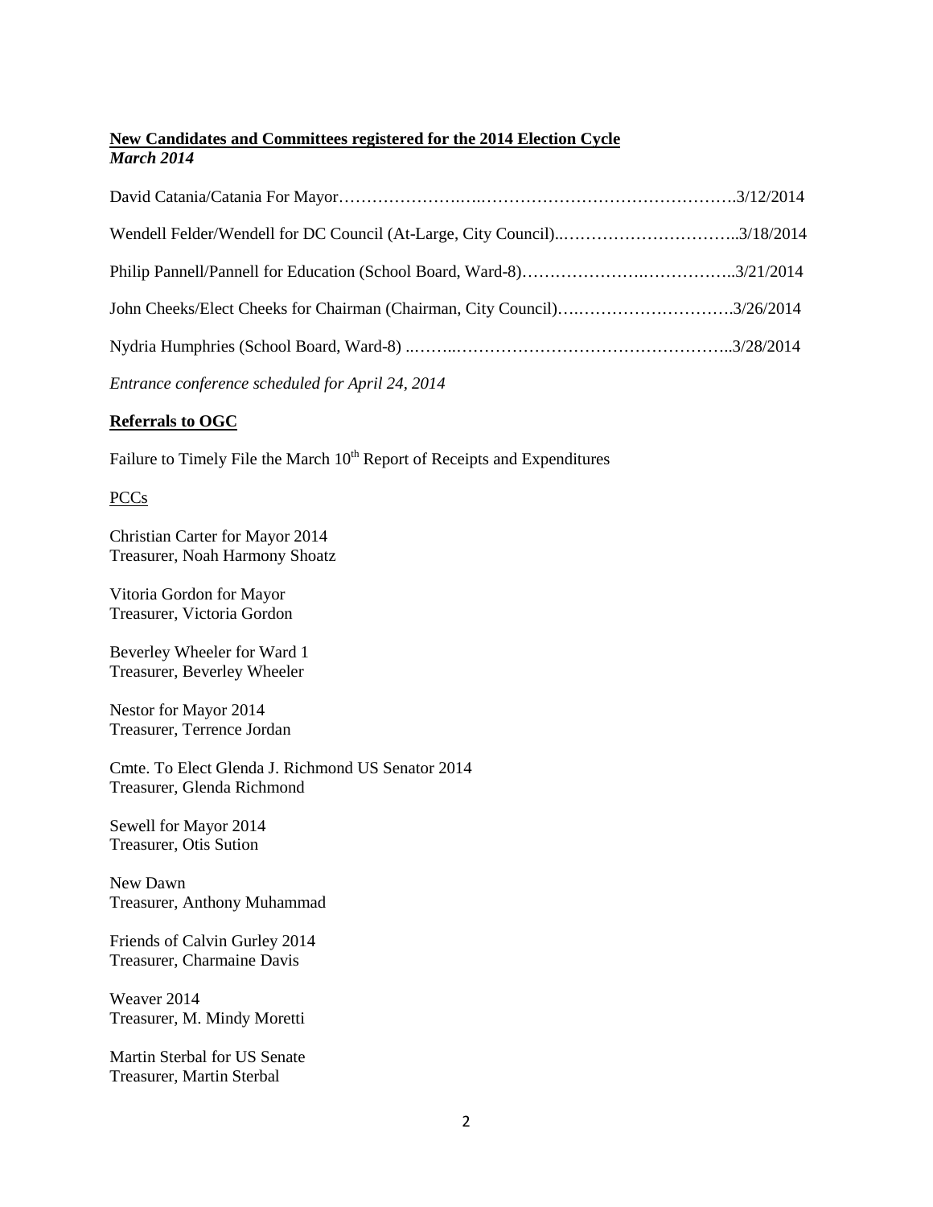**New Candidates and Committees registered for the 2014 Election Cycle**
***March 2014***

David Catania/Catania For Mayor……………………..……………………………………….3/12/2014

Wendell Felder/Wendell for DC Council (At-Large, City Council)..…………………………..3/18/2014

Philip Pannell/Pannell for Education (School Board, Ward-8)………………….……………..3/21/2014

John Cheeks/Elect Cheeks for Chairman (Chairman, City Council)….……………………….3/26/2014

Nydria Humphries (School Board, Ward-8) ..……..…………………………………………..3/28/2014

*Entrance conference scheduled for April 24, 2014*

**Referrals to OGC**

Failure to Timely File the March 10th Report of Receipts and Expenditures

PCCs

Christian Carter for Mayor 2014
Treasurer, Noah Harmony Shoatz

Vitoria Gordon for Mayor
Treasurer, Victoria Gordon

Beverley Wheeler for Ward 1
Treasurer, Beverley Wheeler

Nestor for Mayor 2014
Treasurer, Terrence Jordan

Cmte. To Elect Glenda J. Richmond US Senator 2014
Treasurer, Glenda Richmond

Sewell for Mayor 2014
Treasurer, Otis Sution

New Dawn
Treasurer, Anthony Muhammad

Friends of Calvin Gurley 2014
Treasurer, Charmaine Davis

Weaver 2014
Treasurer, M. Mindy Moretti

Martin Sterbal for US Senate
Treasurer, Martin Sterbal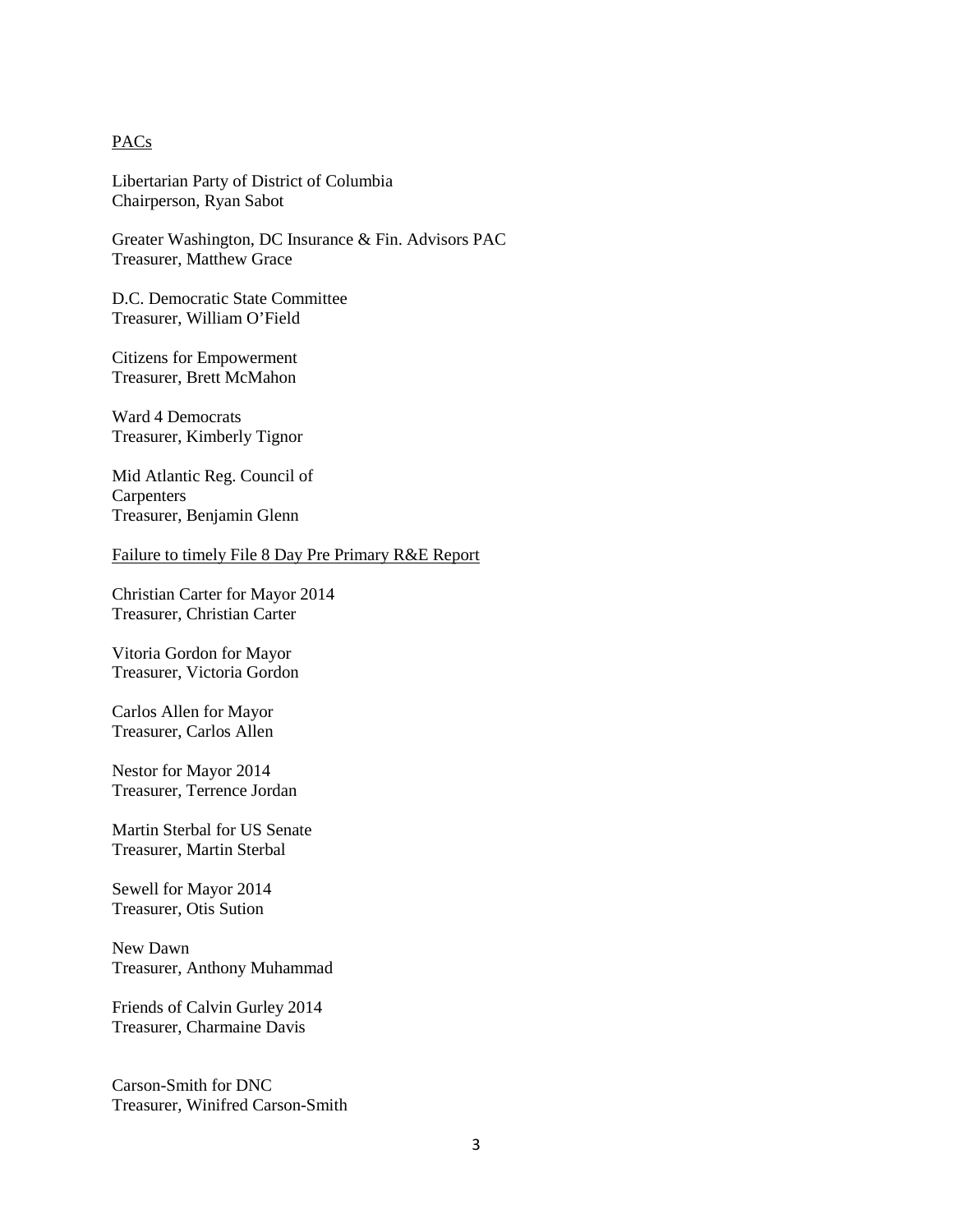<u>PACs</u>

Libertarian Party of District of Columbia
Chairperson, Ryan Sabot

Greater Washington, DC Insurance & Fin. Advisors PAC
Treasurer, Matthew Grace

D.C. Democratic State Committee
Treasurer, William O'Field

Citizens for Empowerment
Treasurer, Brett McMahon

Ward 4 Democrats
Treasurer, Kimberly Tignor

Mid Atlantic Reg. Council of
Carpenters
Treasurer, Benjamin Glenn

<u>Failure to timely File 8 Day Pre Primary R&E Report</u>

Christian Carter for Mayor 2014
Treasurer, Christian Carter

Vitoria Gordon for Mayor
Treasurer, Victoria Gordon

Carlos Allen for Mayor
Treasurer, Carlos Allen

Nestor for Mayor 2014
Treasurer, Terrence Jordan

Martin Sterbal for US Senate
Treasurer, Martin Sterbal

Sewell for Mayor 2014
Treasurer, Otis Sution

New Dawn
Treasurer, Anthony Muhammad

Friends of Calvin Gurley 2014
Treasurer, Charmaine Davis

Carson-Smith for DNC
Treasurer, Winifred Carson-Smith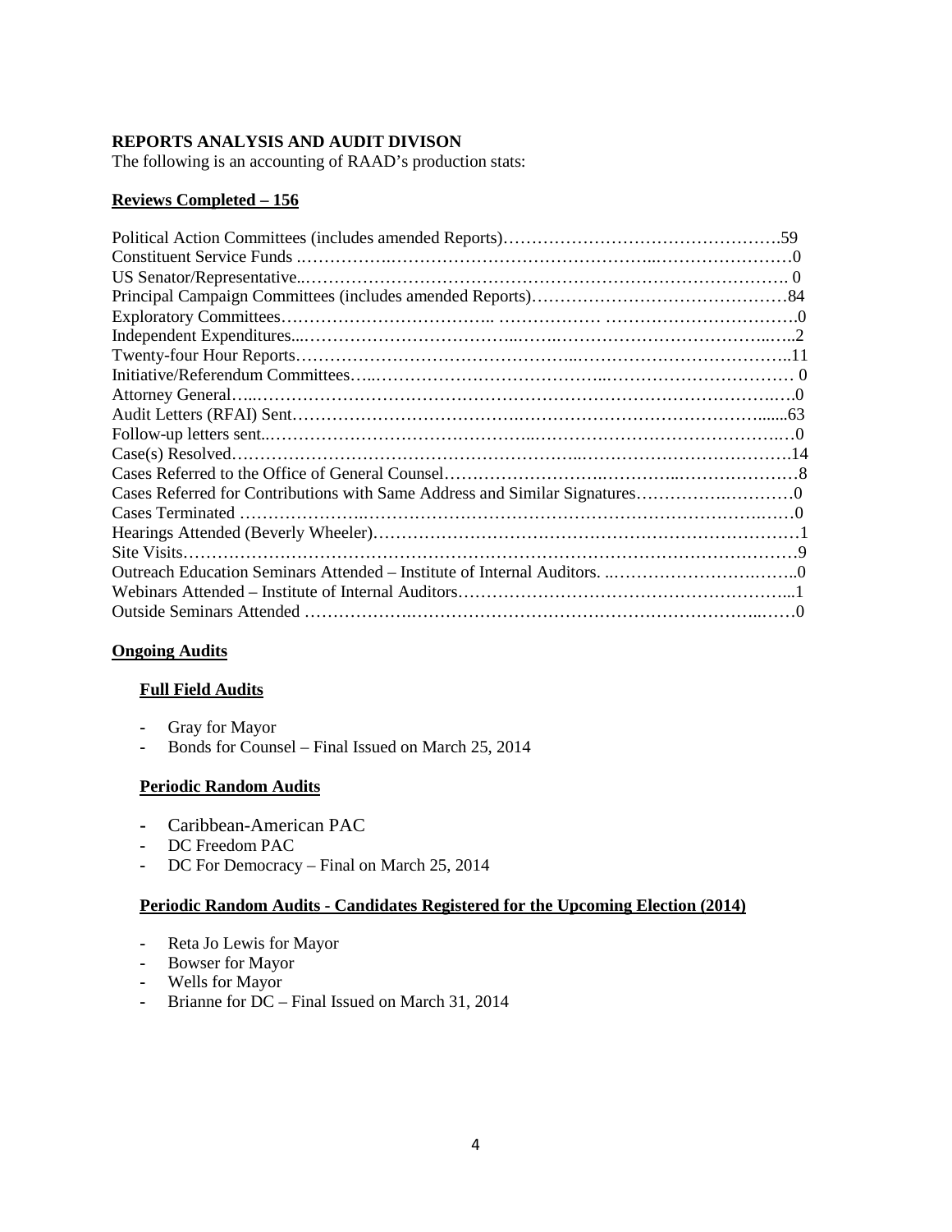**REPORTS ANALYSIS AND AUDIT DIVISON**

The following is an accounting of RAAD's production stats:

**Reviews Completed – 156**

| | |
|---|---|
| Political Action Committees (includes amended Reports) | 59 |
| Constituent Service Funds | 0 |
| US Senator/Representative | 0 |
| Principal Campaign Committees (includes amended Reports) | 84 |
| Exploratory Committees | 0 |
| Independent Expenditures | 2 |
| Twenty-four Hour Reports | 11 |
| Initiative/Referendum Committees | 0 |
| Attorney General | 0 |
| Audit Letters (RFAI) Sent | 63 |
| Follow-up letters sent | 0 |
| Case(s) Resolved | 14 |
| Cases Referred to the Office of General Counsel | 8 |
| Cases Referred for Contributions with Same Address and Similar Signatures | 0 |
| Cases Terminated | 0 |
| Hearings Attended (Beverly Wheeler) | 1 |
| Site Visits | 9 |
| Outreach Education Seminars Attended – Institute of Internal Auditors. | 0 |
| Webinars Attended – Institute of Internal Auditors | 1 |
| Outside Seminars Attended | 0 |

**Ongoing Audits**

**Full Field Audits**

- Gray for Mayor
- Bonds for Counsel – Final Issued on March 25, 2014

**Periodic Random Audits**

- Caribbean-American PAC
- DC Freedom PAC
- DC For Democracy – Final on March 25, 2014

**Periodic Random Audits - Candidates Registered for the Upcoming Election (2014)**

- Reta Jo Lewis for Mayor
- Bowser for Mayor
- Wells for Mayor
- Brianne for DC – Final Issued on March 31, 2014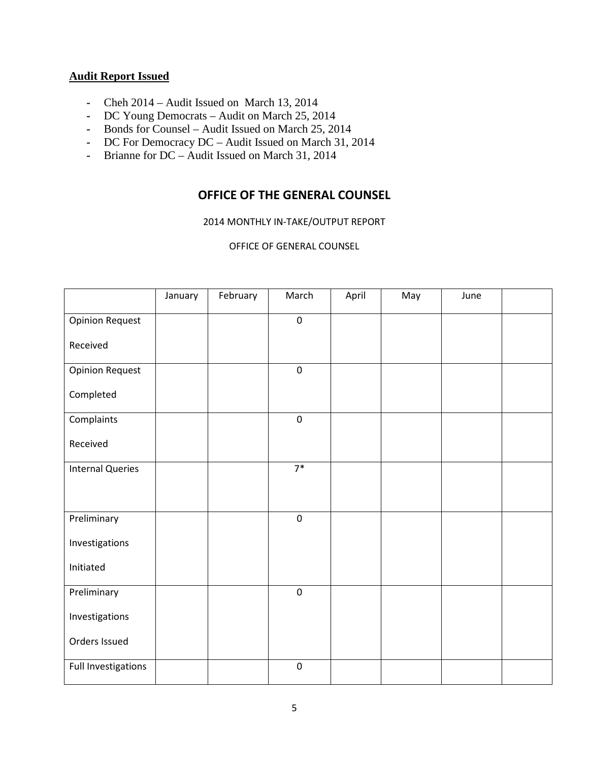**Audit Report Issued**

- Cheh 2014 – Audit Issued on March 13, 2014
- DC Young Democrats – Audit on March 25, 2014
- Bonds for Counsel – Audit Issued on March 25, 2014
- DC For Democracy DC – Audit Issued on March 31, 2014
- Brianne for DC – Audit Issued on March 31, 2014

## OFFICE OF THE GENERAL COUNSEL

2014 MONTHLY IN-TAKE/OUTPUT REPORT

OFFICE OF GENERAL COUNSEL

| | January | February | March | April | May | June | |
|---|---|---|---|---|---|---|---|
| Opinion Request Received | | | 0 | | | | |
| Opinion Request Completed | | | 0 | | | | |
| Complaints Received | | | 0 | | | | |
| Internal Queries | | | 7* | | | | |
| Preliminary Investigations Initiated | | | 0 | | | | |
| Preliminary Investigations Orders Issued | | | 0 | | | | |
| Full Investigations | | | 0 | | | | |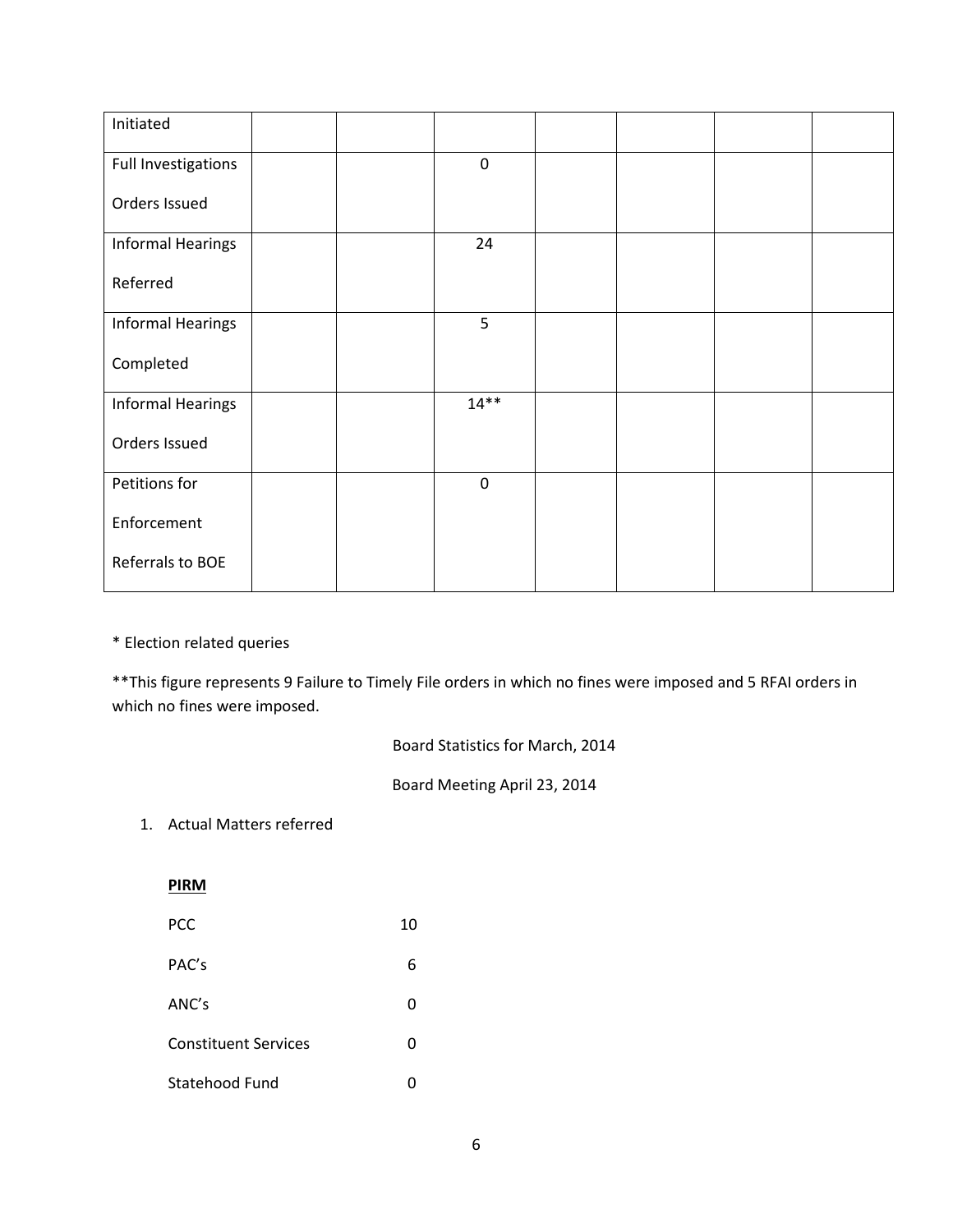| Initiated | | | | | | | |
|---|---|---|---|---|---|---|---|
| Full Investigations Orders Issued | | | 0 | | | | |
| Informal Hearings Referred | | | 24 | | | | |
| Informal Hearings Completed | | | 5 | | | | |
| Informal Hearings Orders Issued | | | 14** | | | | |
| Petitions for Enforcement Referrals to BOE | | | 0 | | | | |

* Election related queries

**This figure represents 9 Failure to Timely File orders in which no fines were imposed and 5 RFAI orders in which no fines were imposed.

Board Statistics for March, 2014

Board Meeting April 23, 2014

1. Actual Matters referred

**PIRM**

| | |
|---|---|
| PCC | 10 |
| PAC's | 6 |
| ANC's | 0 |
| Constituent Services | 0 |
| Statehood Fund | 0 |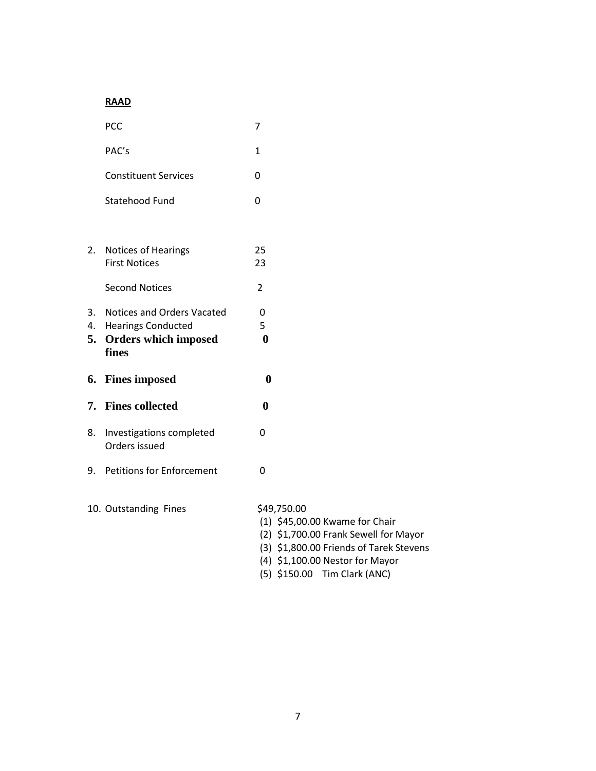**RAAD**

| | |
|---|---|
| PCC | 7 |
| PAC's | 1 |
| Constituent Services | 0 |
| Statehood Fund | 0 |

| | | |
|---|---|---|
| 2. | Notices of Hearings | 25 |
| | First Notices | 23 |
| | Second Notices | 2 |
| 3. | Notices and Orders Vacated | 0 |
| 4. | Hearings Conducted | 5 |
| **5.** | **Orders which imposed fines** | **0** |
| **6.** | **Fines imposed** | **0** |
| **7.** | **Fines collected** | **0** |
| 8. | Investigations completed Orders issued | 0 |
| 9. | Petitions for Enforcement | 0 |
| 10. | Outstanding Fines | $49,750.00 |

(1) $45,00.00 Kwame for Chair
(2) $1,700.00 Frank Sewell for Mayor
(3) $1,800.00 Friends of Tarek Stevens
(4) $1,100.00 Nestor for Mayor
(5) $150.00 Tim Clark (ANC)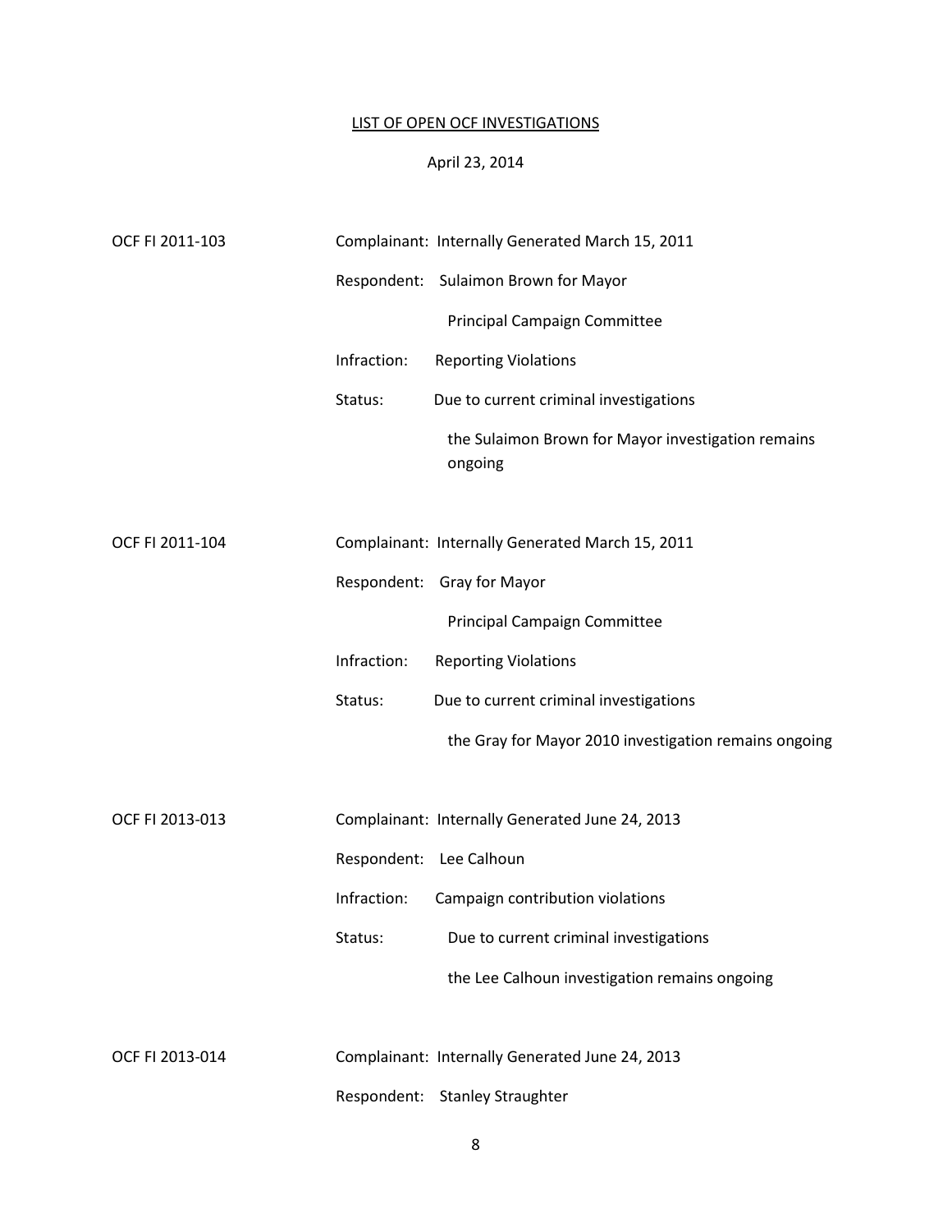## LIST OF OPEN OCF INVESTIGATIONS

April 23, 2014

OCF FI 2011-103

Complainant: Internally Generated March 15, 2011

Respondent: Sulaimon Brown for Mayor

Principal Campaign Committee

Infraction: Reporting Violations

Status: Due to current criminal investigations

the Sulaimon Brown for Mayor investigation remains ongoing

OCF FI 2011-104

Complainant: Internally Generated March 15, 2011

Respondent: Gray for Mayor

Principal Campaign Committee

Infraction: Reporting Violations

Status: Due to current criminal investigations

the Gray for Mayor 2010 investigation remains ongoing

OCF FI 2013-013

Complainant: Internally Generated June 24, 2013

Respondent: Lee Calhoun

Infraction: Campaign contribution violations

Status: Due to current criminal investigations

the Lee Calhoun investigation remains ongoing

OCF FI 2013-014

Complainant: Internally Generated June 24, 2013

Respondent: Stanley Straughter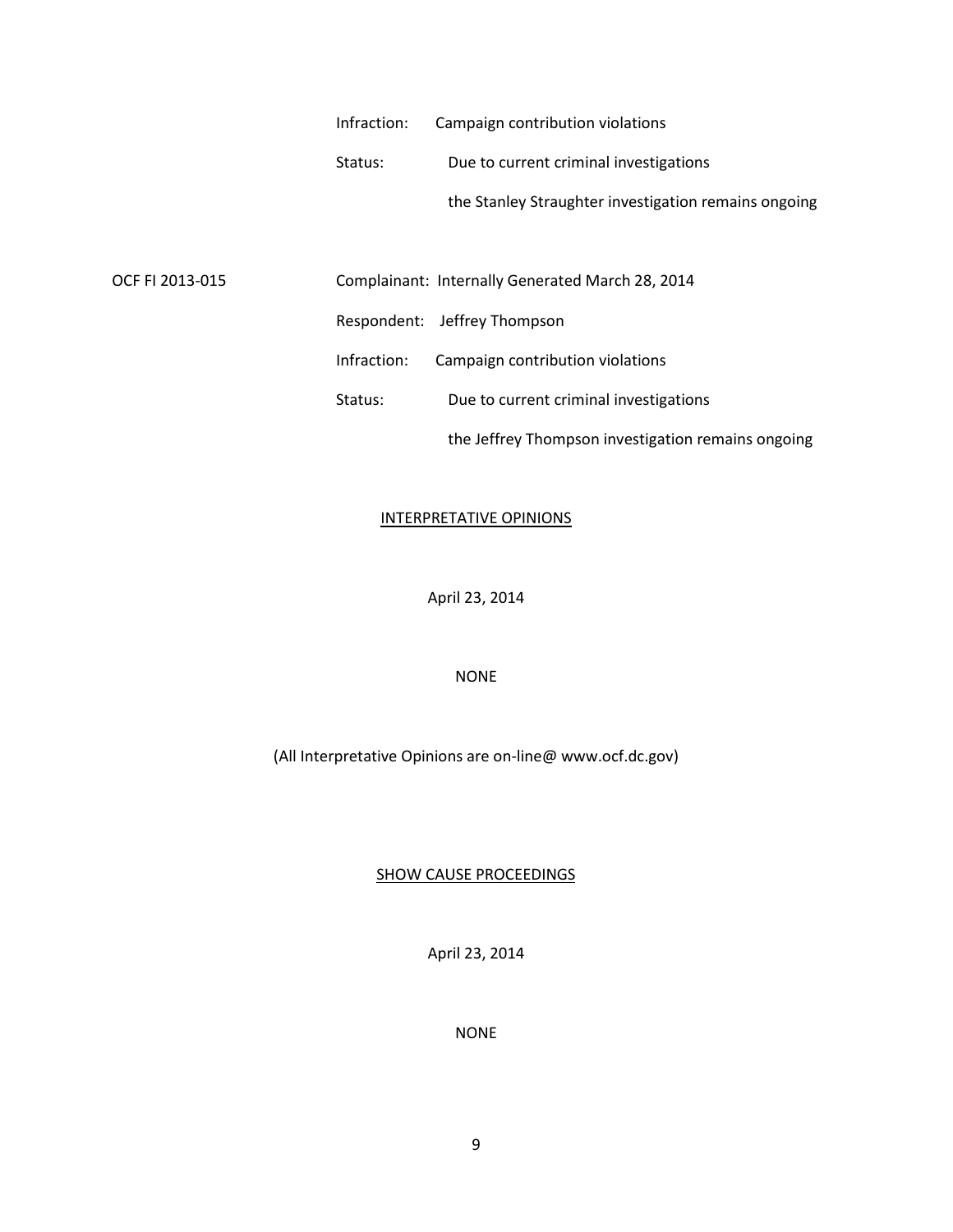Infraction: Campaign contribution violations

Status: Due to current criminal investigations
the Stanley Straughter investigation remains ongoing

OCF FI 2013-015

Complainant: Internally Generated March 28, 2014

Respondent: Jeffrey Thompson

Infraction: Campaign contribution violations

Status: Due to current criminal investigations
the Jeffrey Thompson investigation remains ongoing

## INTERPRETATIVE OPINIONS

April 23, 2014

NONE

(All Interpretative Opinions are on-line@ www.ocf.dc.gov)

## SHOW CAUSE PROCEEDINGS

April 23, 2014

NONE